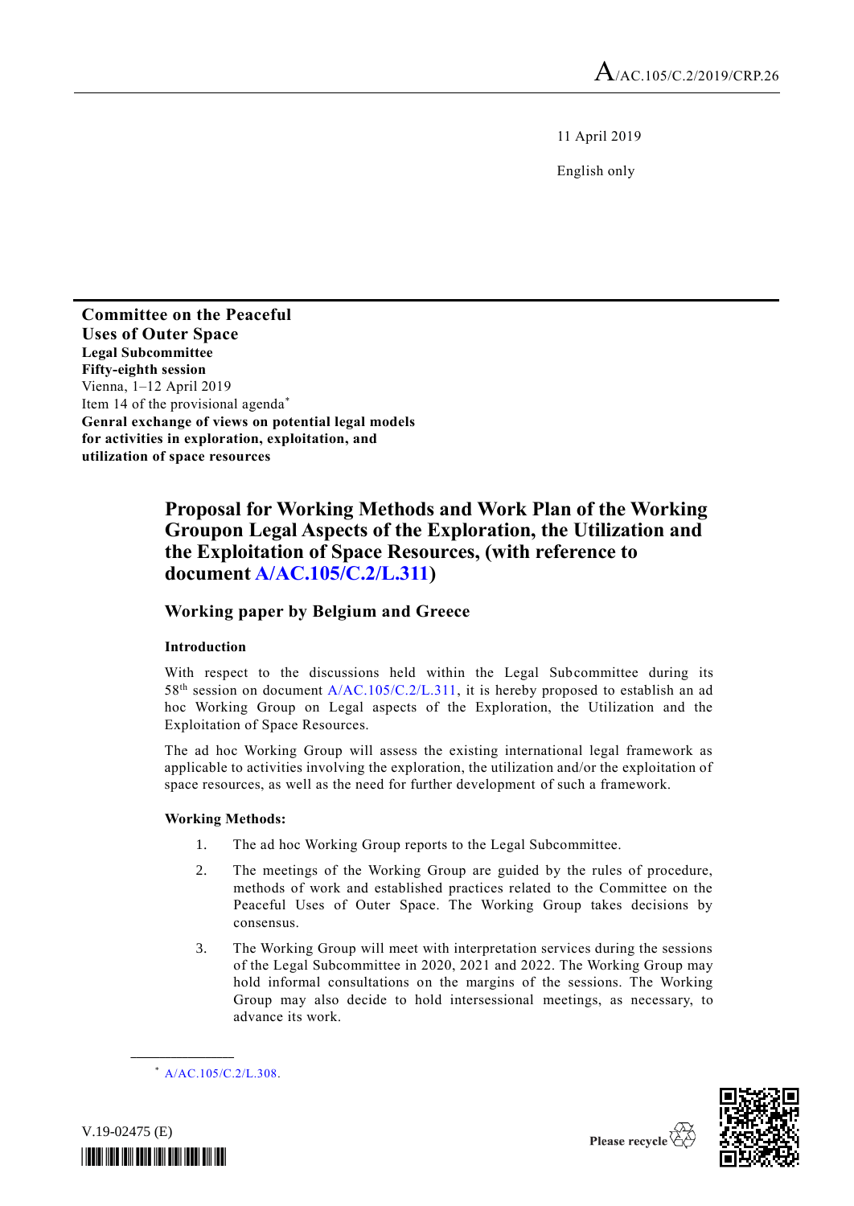A/AC.105/C.2/2019/CRP.26

11 April 2019

English only

**Committee on the Peaceful Uses of Outer Space**
**Legal Subcommittee**
**Fifty-eighth session**
Vienna, 1–12 April 2019
Item 14 of the provisional agenda*
**Genral exchange of views on potential legal models for activities in exploration, exploitation, and utilization of space resources**

# Proposal for Working Methods and Work Plan of the Working Groupon Legal Aspects of the Exploration, the Utilization and the Exploitation of Space Resources, (with reference to document A/AC.105/C.2/L.311)

## Working paper by Belgium and Greece

### Introduction

With respect to the discussions held within the Legal Subcommittee during its 58th session on document A/AC.105/C.2/L.311, it is hereby proposed to establish an ad hoc Working Group on Legal aspects of the Exploration, the Utilization and the Exploitation of Space Resources.

The ad hoc Working Group will assess the existing international legal framework as applicable to activities involving the exploration, the utilization and/or the exploitation of space resources, as well as the need for further development of such a framework.

### Working Methods:

1. The ad hoc Working Group reports to the Legal Subcommittee.
2. The meetings of the Working Group are guided by the rules of procedure, methods of work and established practices related to the Committee on the Peaceful Uses of Outer Space. The Working Group takes decisions by consensus.
3. The Working Group will meet with interpretation services during the sessions of the Legal Subcommittee in 2020, 2021 and 2022. The Working Group may hold informal consultations on the margins of the sessions. The Working Group may also decide to hold intersessional meetings, as necessary, to advance its work.

* A/AC.105/C.2/L.308.

V.19-02475 (E)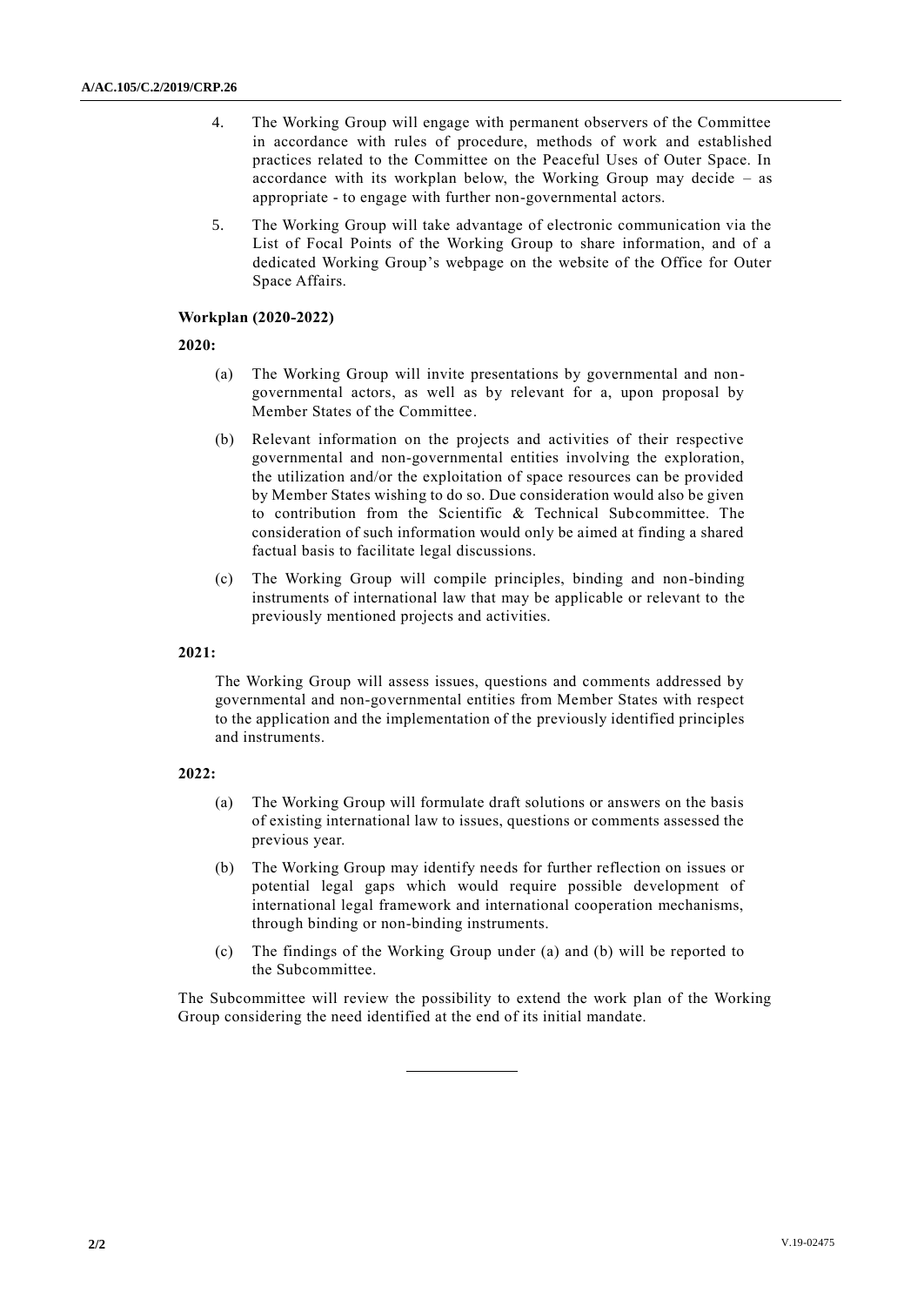4. The Working Group will engage with permanent observers of the Committee in accordance with rules of procedure, methods of work and established practices related to the Committee on the Peaceful Uses of Outer Space. In accordance with its workplan below, the Working Group may decide – as appropriate - to engage with further non-governmental actors.

5. The Working Group will take advantage of electronic communication via the List of Focal Points of the Working Group to share information, and of a dedicated Working Group's webpage on the website of the Office for Outer Space Affairs.

**Workplan (2020-2022)**

**2020:**

(a) The Working Group will invite presentations by governmental and non-governmental actors, as well as by relevant for a, upon proposal by Member States of the Committee.

(b) Relevant information on the projects and activities of their respective governmental and non-governmental entities involving the exploration, the utilization and/or the exploitation of space resources can be provided by Member States wishing to do so. Due consideration would also be given to contribution from the Scientific & Technical Subcommittee. The consideration of such information would only be aimed at finding a shared factual basis to facilitate legal discussions.

(c) The Working Group will compile principles, binding and non-binding instruments of international law that may be applicable or relevant to the previously mentioned projects and activities.

**2021:**

The Working Group will assess issues, questions and comments addressed by governmental and non-governmental entities from Member States with respect to the application and the implementation of the previously identified principles and instruments.

**2022:**

(a) The Working Group will formulate draft solutions or answers on the basis of existing international law to issues, questions or comments assessed the previous year.

(b) The Working Group may identify needs for further reflection on issues or potential legal gaps which would require possible development of international legal framework and international cooperation mechanisms, through binding or non-binding instruments.

(c) The findings of the Working Group under (a) and (b) will be reported to the Subcommittee.

The Subcommittee will review the possibility to extend the work plan of the Working Group considering the need identified at the end of its initial mandate.